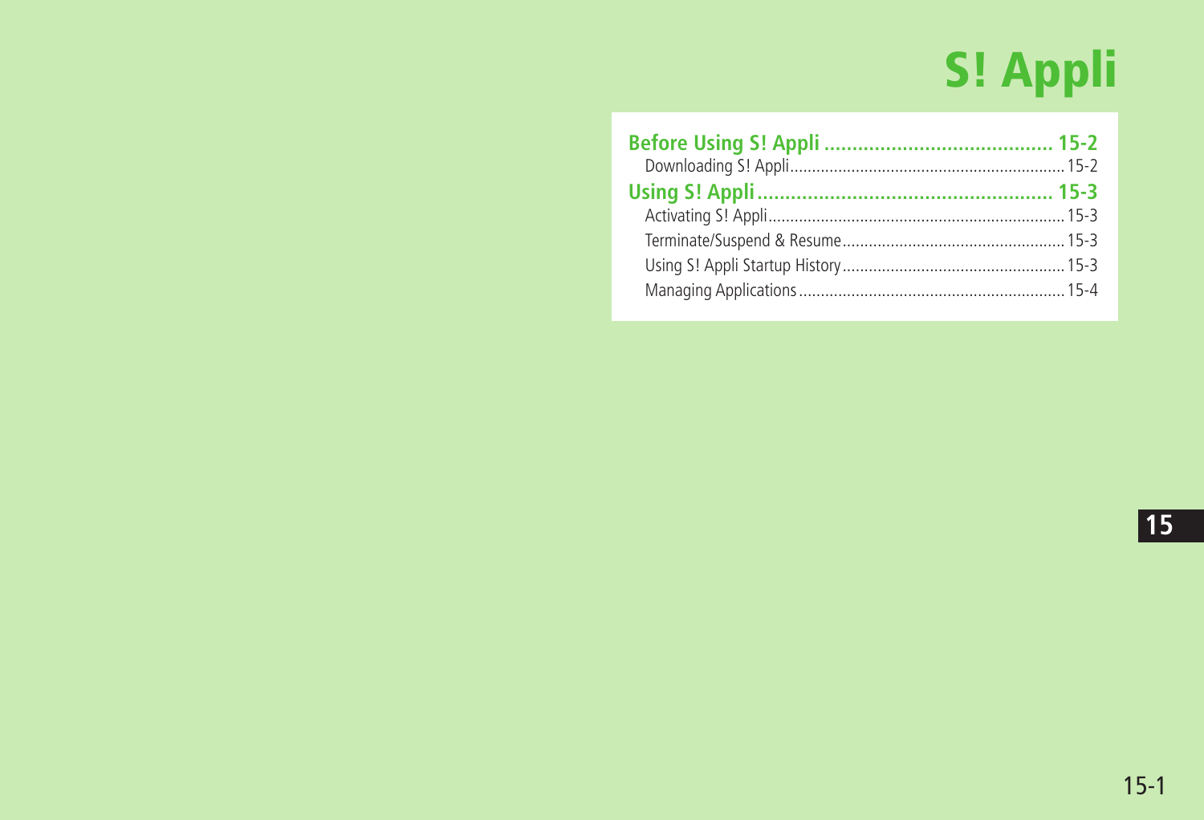# S! Appli

**Before Using S! Appli ........................................ 15-2**

Downloading S! Appli .............................................................. 15-2

**Using S! Appli ..................................................... 15-3**

Activating S! Appli .................................................................. 15-3

Terminate/Suspend & Resume .................................................. 15-3

Using S! Appli Startup History .................................................. 15-3

Managing Applications ............................................................ 15-4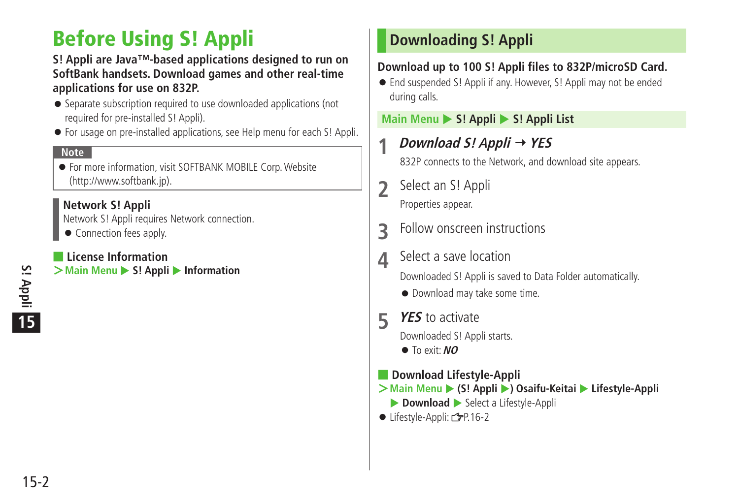# Before Using S! Appli

**S! Appli are Java™-based applications designed to run on SoftBank handsets. Download games and other real-time applications for use on 832P.**

- Separate subscription required to use downloaded applications (not required for pre-installed S! Appli).
- For usage on pre-installed applications, see Help menu for each S! Appli.

**Note**

- For more information, visit SOFTBANK MOBILE Corp. Website (http://www.softbank.jp).

### Network S! Appli

Network S! Appli requires Network connection.

- Connection fees apply.

### License Information

> Main Menu ▶ **S! Appli** ▶ **Information**

## Downloading S! Appli

**Download up to 100 S! Appli files to 832P/microSD Card.**

- End suspended S! Appli if any. However, S! Appli may not be ended during calls.

Main Menu ▶ **S! Appli** ▶ **S! Appli List**

1. ***Download S! Appli*** → ***YES***

   832P connects to the Network, and download site appears.

2. Select an S! Appli

   Properties appear.

3. Follow onscreen instructions

4. Select a save location

   Downloaded S! Appli is saved to Data Folder automatically.

   - Download may take some time.

5. ***YES*** to activate

   Downloaded S! Appli starts.

   - To exit: ***NO***

### Download Lifestyle-Appli

> Main Menu ▶ **(S! Appli** ▶**) Osaifu-Keitai** ▶ **Lifestyle-Appli** ▶ **Download** ▶ Select a Lifestyle-Appli

- Lifestyle-Appli: ☞P.16-2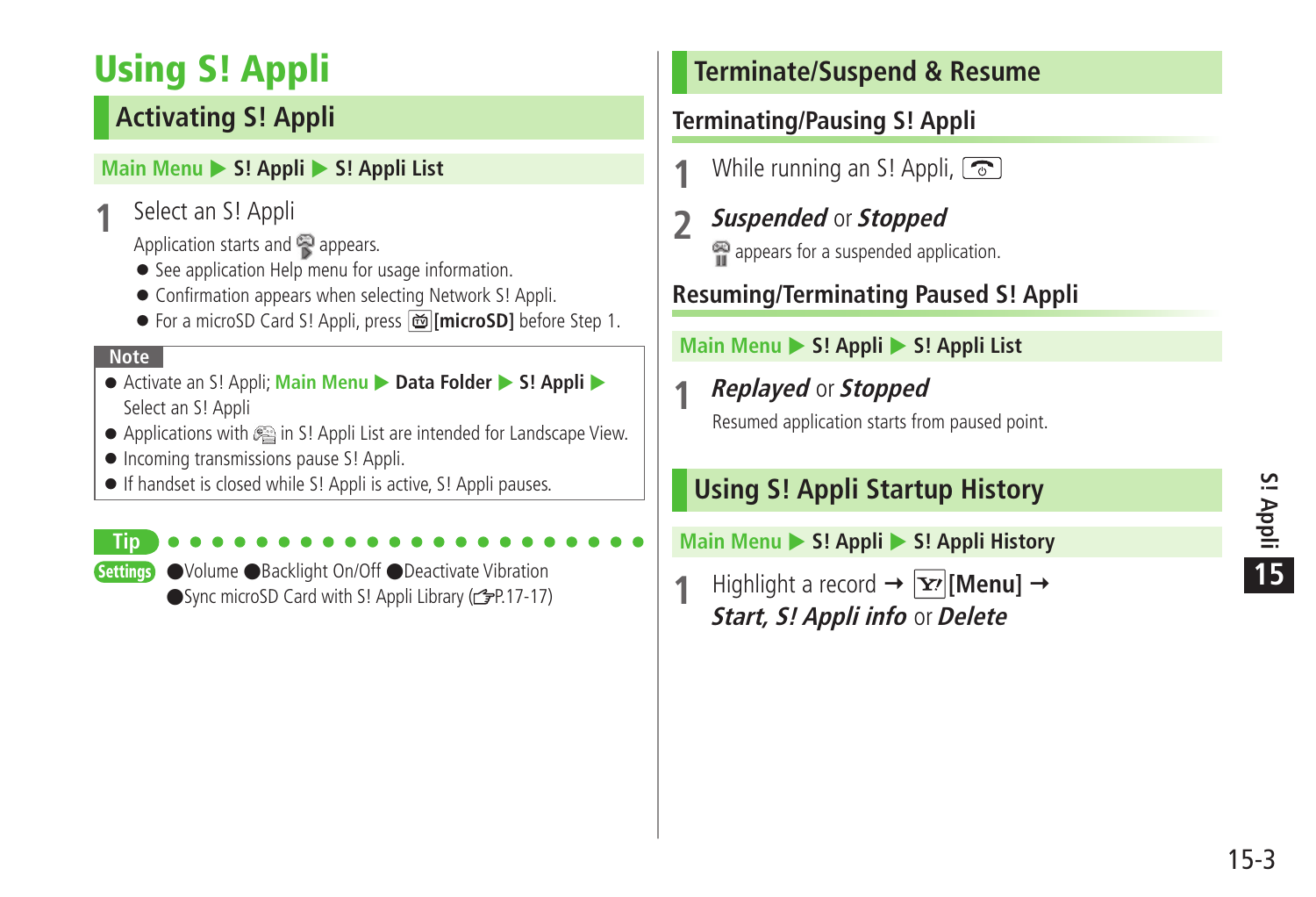# Using S! Appli

## Activating S! Appli

Main Menu ▶ **S! Appli** ▶ **S! Appli List**

**1** Select an S! Appli

Application starts and appears.

- See application Help menu for usage information.
- Confirmation appears when selecting Network S! Appli.
- For a microSD Card S! Appli, press **[microSD]** before Step 1.

**Note**

- Activate an S! Appli; Main Menu ▶ **Data Folder** ▶ **S! Appli** ▶ Select an S! Appli
- Applications with in S! Appli List are intended for Landscape View.
- Incoming transmissions pause S! Appli.
- If handset is closed while S! Appli is active, S! Appli pauses.

**Tip**

**Settings** ●Volume ●Backlight On/Off ●Deactivate Vibration ●Sync microSD Card with S! Appli Library (☞P.17-17)

## Terminate/Suspend & Resume

### Terminating/Pausing S! Appli

**1** While running an S! Appli,

**2** ***Suspended*** or ***Stopped***

appears for a suspended application.

### Resuming/Terminating Paused S! Appli

Main Menu ▶ **S! Appli** ▶ **S! Appli List**

**1** ***Replayed*** or ***Stopped***

Resumed application starts from paused point.

## Using S! Appli Startup History

Main Menu ▶ **S! Appli** ▶ **S! Appli History**

**1** Highlight a record → **[Menu]** → ***Start***, ***S! Appli info*** or ***Delete***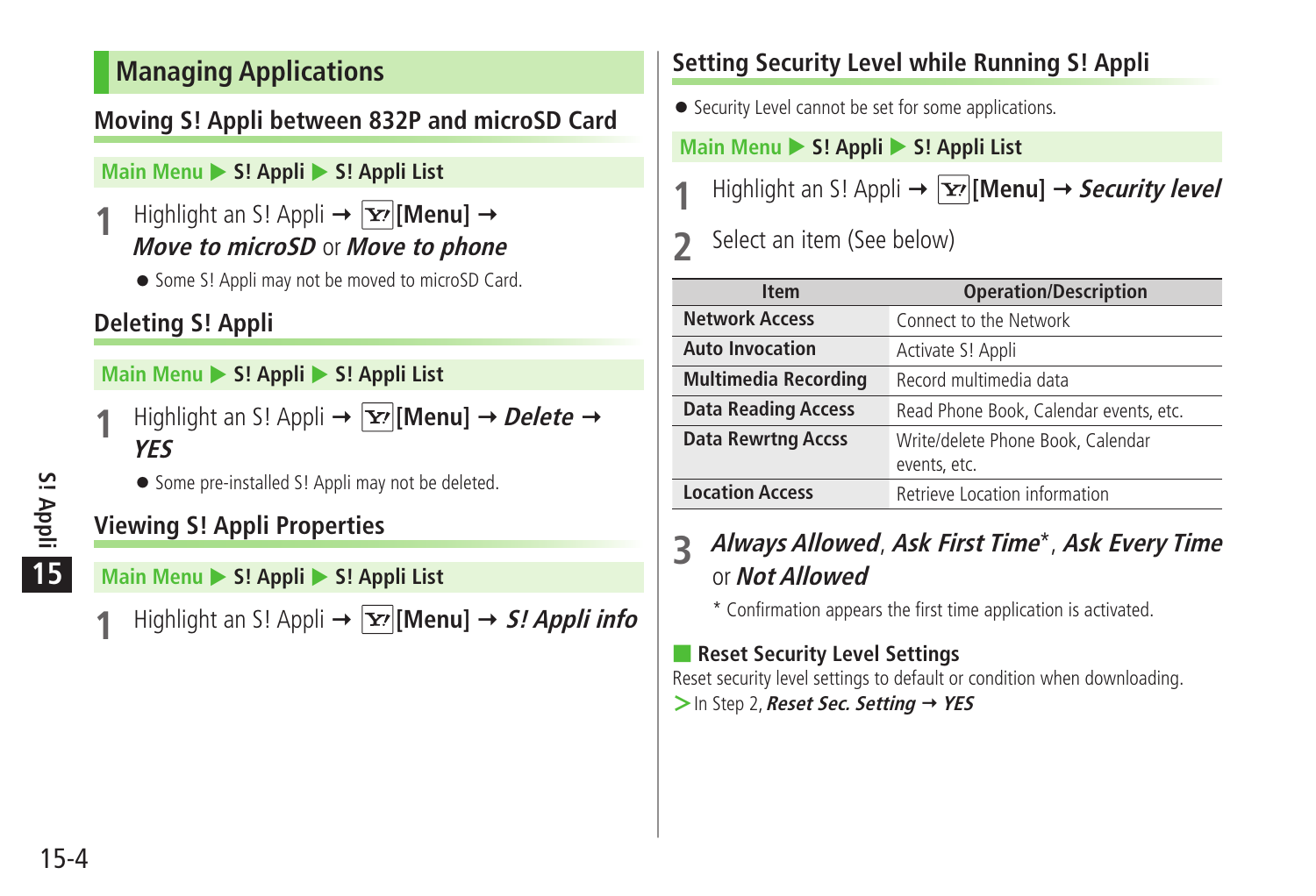## Managing Applications

### Moving S! Appli between 832P and microSD Card

Main Menu ▶ **S! Appli** ▶ **S! Appli List**

1. Highlight an S! Appli → Y! **[Menu]** → ***Move to microSD*** or ***Move to phone***
   - Some S! Appli may not be moved to microSD Card.

### Deleting S! Appli

Main Menu ▶ **S! Appli** ▶ **S! Appli List**

1. Highlight an S! Appli → Y! **[Menu]** → ***Delete*** → ***YES***
   - Some pre-installed S! Appli may not be deleted.

### Viewing S! Appli Properties

Main Menu ▶ **S! Appli** ▶ **S! Appli List**

1. Highlight an S! Appli → Y! **[Menu]** → ***S! Appli info***

### Setting Security Level while Running S! Appli

- Security Level cannot be set for some applications.

Main Menu ▶ **S! Appli** ▶ **S! Appli List**

1. Highlight an S! Appli → Y! **[Menu]** → ***Security level***
2. Select an item (See below)

| Item | Operation/Description |
|---|---|
| **Network Access** | Connect to the Network |
| **Auto Invocation** | Activate S! Appli |
| **Multimedia Recording** | Record multimedia data |
| **Data Reading Access** | Read Phone Book, Calendar events, etc. |
| **Data Rewrtng Accss** | Write/delete Phone Book, Calendar events, etc. |
| **Location Access** | Retrieve Location information |

3. ***Always Allowed***, ***Ask First Time****, ***Ask Every Time*** or ***Not Allowed***

   * Confirmation appears the first time application is activated.

#### Reset Security Level Settings

Reset security level settings to default or condition when downloading.

> In Step 2, ***Reset Sec. Setting*** → ***YES***